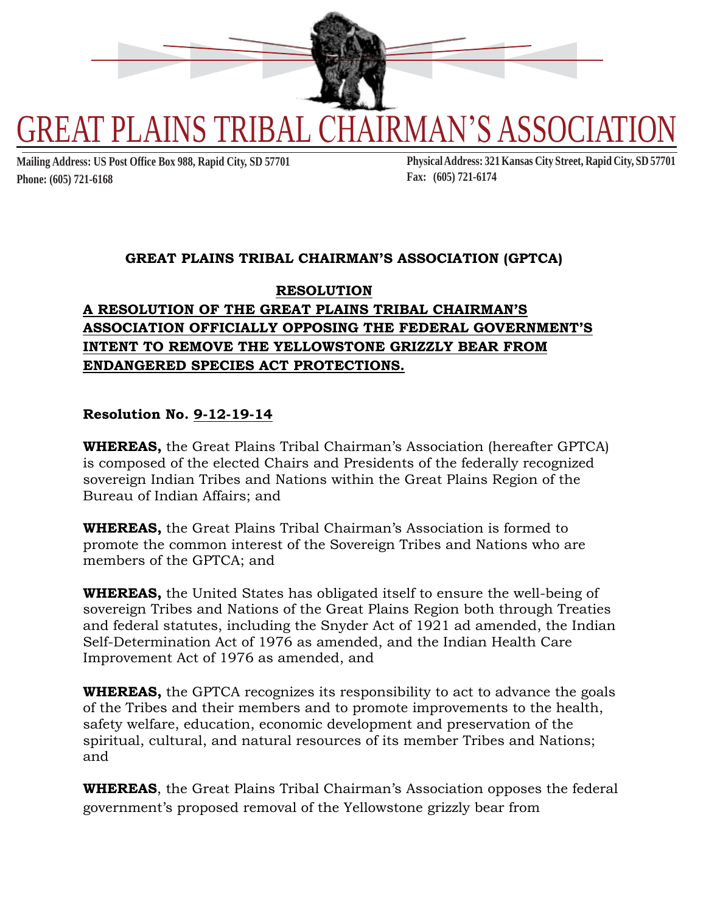# GREAT PLAINS TRIBAL CHAIRMAN'S ASSOCIATION

**Mailing Address: US Post Office Box 988, Rapid City, SD 57701**
**Phone: (605) 721-6168**

**Physical Address: 321 Kansas City Street, Rapid City, SD 57701**
**Fax: (605) 721-6174**

**GREAT PLAINS TRIBAL CHAIRMAN'S ASSOCIATION (GPTCA)**

**RESOLUTION**

**A RESOLUTION OF THE GREAT PLAINS TRIBAL CHAIRMAN'S ASSOCIATION OFFICIALLY OPPOSING THE FEDERAL GOVERNMENT'S INTENT TO REMOVE THE YELLOWSTONE GRIZZLY BEAR FROM ENDANGERED SPECIES ACT PROTECTIONS.**

**Resolution No.** 9-12-19-14

**WHEREAS,** the Great Plains Tribal Chairman's Association (hereafter GPTCA) is composed of the elected Chairs and Presidents of the federally recognized sovereign Indian Tribes and Nations within the Great Plains Region of the Bureau of Indian Affairs; and

**WHEREAS,** the Great Plains Tribal Chairman's Association is formed to promote the common interest of the Sovereign Tribes and Nations who are members of the GPTCA; and

**WHEREAS,** the United States has obligated itself to ensure the well-being of sovereign Tribes and Nations of the Great Plains Region both through Treaties and federal statutes, including the Snyder Act of 1921 ad amended, the Indian Self-Determination Act of 1976 as amended, and the Indian Health Care Improvement Act of 1976 as amended, and

**WHEREAS,** the GPTCA recognizes its responsibility to act to advance the goals of the Tribes and their members and to promote improvements to the health, safety welfare, education, economic development and preservation of the spiritual, cultural, and natural resources of its member Tribes and Nations; and

**WHEREAS**, the Great Plains Tribal Chairman's Association opposes the federal government's proposed removal of the Yellowstone grizzly bear from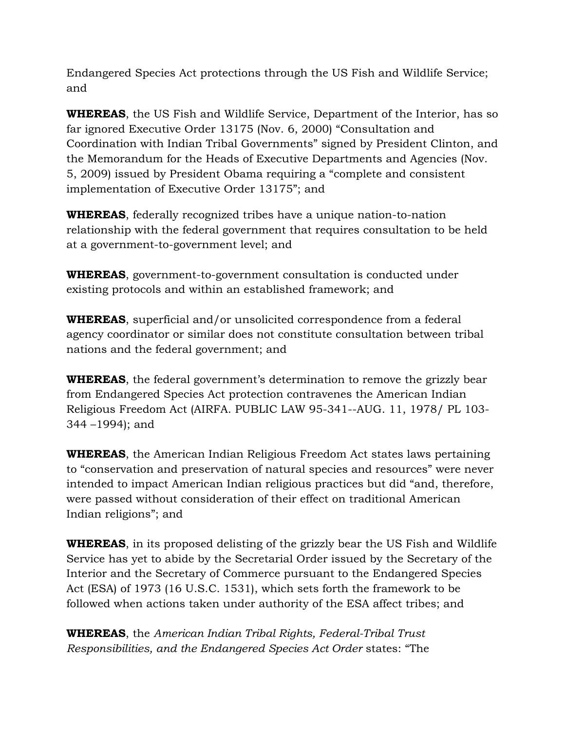Endangered Species Act protections through the US Fish and Wildlife Service; and

**WHEREAS**, the US Fish and Wildlife Service, Department of the Interior, has so far ignored Executive Order 13175 (Nov. 6, 2000) "Consultation and Coordination with Indian Tribal Governments" signed by President Clinton, and the Memorandum for the Heads of Executive Departments and Agencies (Nov. 5, 2009) issued by President Obama requiring a "complete and consistent implementation of Executive Order 13175"; and

**WHEREAS**, federally recognized tribes have a unique nation-to-nation relationship with the federal government that requires consultation to be held at a government-to-government level; and

**WHEREAS**, government-to-government consultation is conducted under existing protocols and within an established framework; and

**WHEREAS**, superficial and/or unsolicited correspondence from a federal agency coordinator or similar does not constitute consultation between tribal nations and the federal government; and

**WHEREAS**, the federal government's determination to remove the grizzly bear from Endangered Species Act protection contravenes the American Indian Religious Freedom Act (AIRFA. PUBLIC LAW 95-341--AUG. 11, 1978/ PL 103-344 –1994); and

**WHEREAS**, the American Indian Religious Freedom Act states laws pertaining to "conservation and preservation of natural species and resources" were never intended to impact American Indian religious practices but did "and, therefore, were passed without consideration of their effect on traditional American Indian religions"; and

**WHEREAS**, in its proposed delisting of the grizzly bear the US Fish and Wildlife Service has yet to abide by the Secretarial Order issued by the Secretary of the Interior and the Secretary of Commerce pursuant to the Endangered Species Act (ESA) of 1973 (16 U.S.C. 1531), which sets forth the framework to be followed when actions taken under authority of the ESA affect tribes; and

**WHEREAS**, the *American Indian Tribal Rights, Federal-Tribal Trust Responsibilities, and the Endangered Species Act Order* states: "The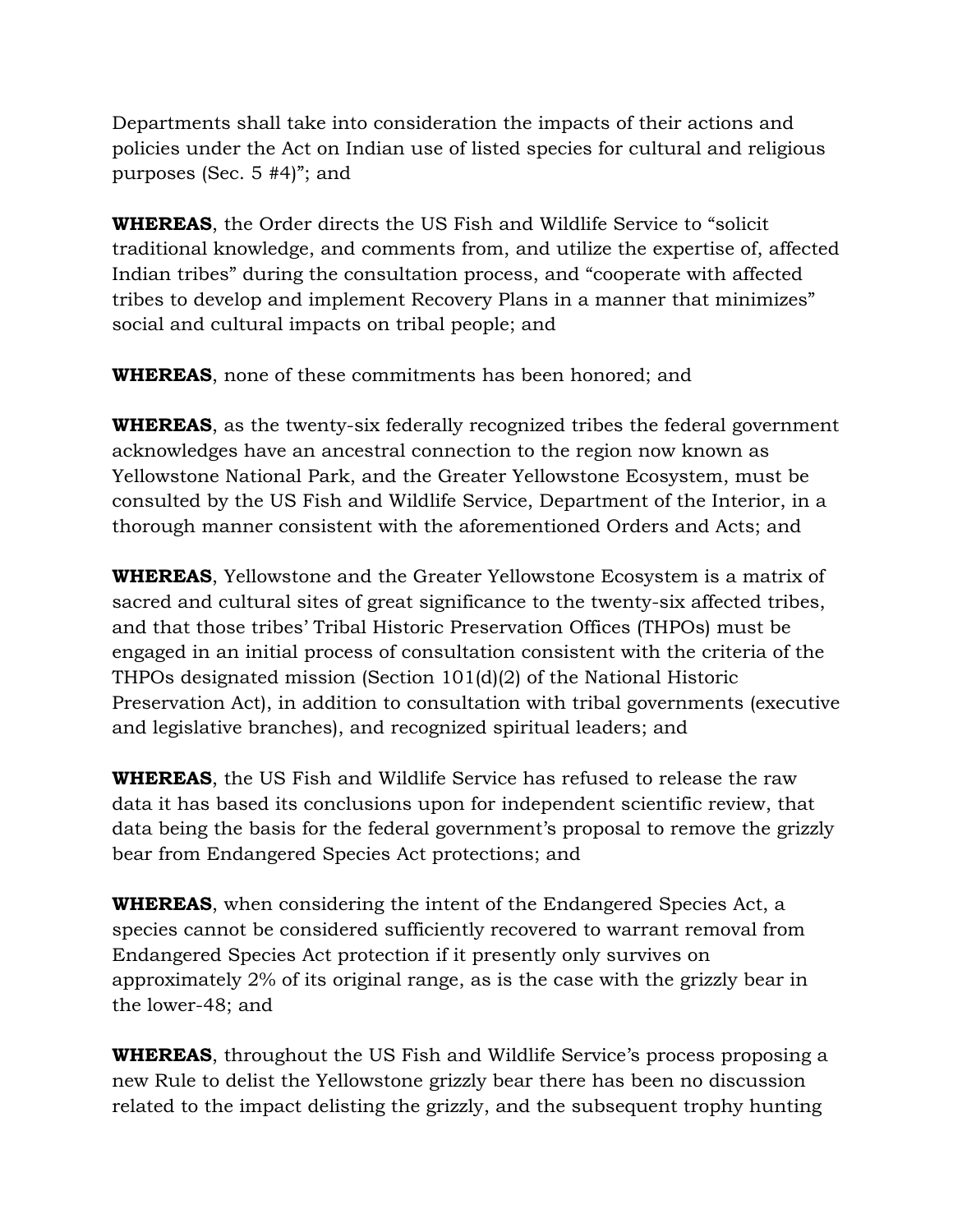Departments shall take into consideration the impacts of their actions and policies under the Act on Indian use of listed species for cultural and religious purposes (Sec. 5 #4)"; and

**WHEREAS**, the Order directs the US Fish and Wildlife Service to "solicit traditional knowledge, and comments from, and utilize the expertise of, affected Indian tribes" during the consultation process, and "cooperate with affected tribes to develop and implement Recovery Plans in a manner that minimizes" social and cultural impacts on tribal people; and

**WHEREAS**, none of these commitments has been honored; and

**WHEREAS**, as the twenty-six federally recognized tribes the federal government acknowledges have an ancestral connection to the region now known as Yellowstone National Park, and the Greater Yellowstone Ecosystem, must be consulted by the US Fish and Wildlife Service, Department of the Interior, in a thorough manner consistent with the aforementioned Orders and Acts; and

**WHEREAS**, Yellowstone and the Greater Yellowstone Ecosystem is a matrix of sacred and cultural sites of great significance to the twenty-six affected tribes, and that those tribes' Tribal Historic Preservation Offices (THPOs) must be engaged in an initial process of consultation consistent with the criteria of the THPOs designated mission (Section 101(d)(2) of the National Historic Preservation Act), in addition to consultation with tribal governments (executive and legislative branches), and recognized spiritual leaders; and

**WHEREAS**, the US Fish and Wildlife Service has refused to release the raw data it has based its conclusions upon for independent scientific review, that data being the basis for the federal government's proposal to remove the grizzly bear from Endangered Species Act protections; and

**WHEREAS**, when considering the intent of the Endangered Species Act, a species cannot be considered sufficiently recovered to warrant removal from Endangered Species Act protection if it presently only survives on approximately 2% of its original range, as is the case with the grizzly bear in the lower-48; and

**WHEREAS**, throughout the US Fish and Wildlife Service's process proposing a new Rule to delist the Yellowstone grizzly bear there has been no discussion related to the impact delisting the grizzly, and the subsequent trophy hunting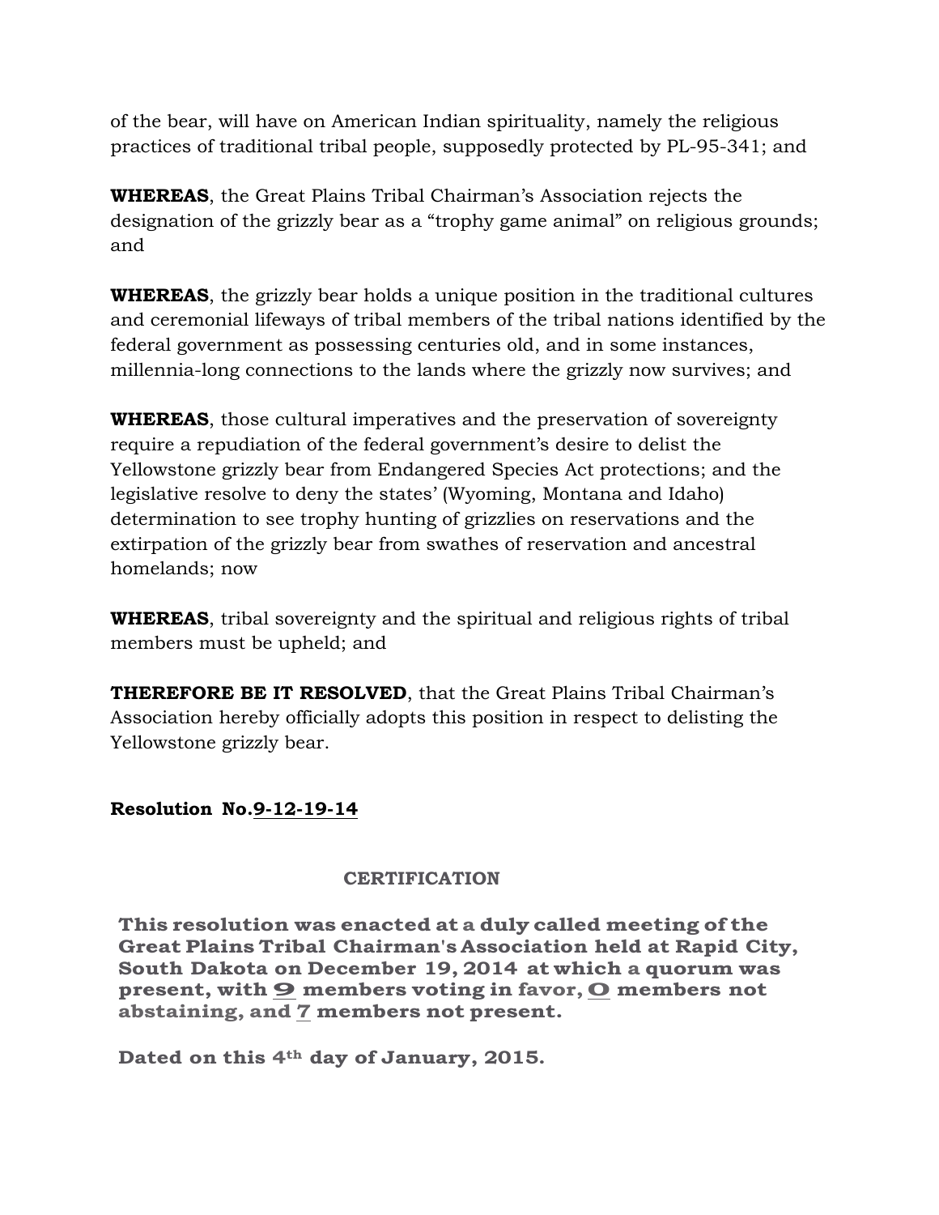of the bear, will have on American Indian spirituality, namely the religious practices of traditional tribal people, supposedly protected by PL-95-341; and

**WHEREAS**, the Great Plains Tribal Chairman's Association rejects the designation of the grizzly bear as a "trophy game animal" on religious grounds; and

**WHEREAS**, the grizzly bear holds a unique position in the traditional cultures and ceremonial lifeways of tribal members of the tribal nations identified by the federal government as possessing centuries old, and in some instances, millennia-long connections to the lands where the grizzly now survives; and

**WHEREAS**, those cultural imperatives and the preservation of sovereignty require a repudiation of the federal government's desire to delist the Yellowstone grizzly bear from Endangered Species Act protections; and the legislative resolve to deny the states' (Wyoming, Montana and Idaho) determination to see trophy hunting of grizzlies on reservations and the extirpation of the grizzly bear from swathes of reservation and ancestral homelands; now

**WHEREAS**, tribal sovereignty and the spiritual and religious rights of tribal members must be upheld; and

**THEREFORE BE IT RESOLVED**, that the Great Plains Tribal Chairman's Association hereby officially adopts this position in respect to delisting the Yellowstone grizzly bear.

**Resolution No.9-12-19-14**

**CERTIFICATION**

**This resolution was enacted at a duly called meeting of the Great Plains Tribal Chairman's Association held at Rapid City, South Dakota on December 19, 2014 at which a quorum was present, with 9 members voting in favor, 0 members not abstaining, and 7 members not present.**

**Dated on this 4th day of January, 2015.**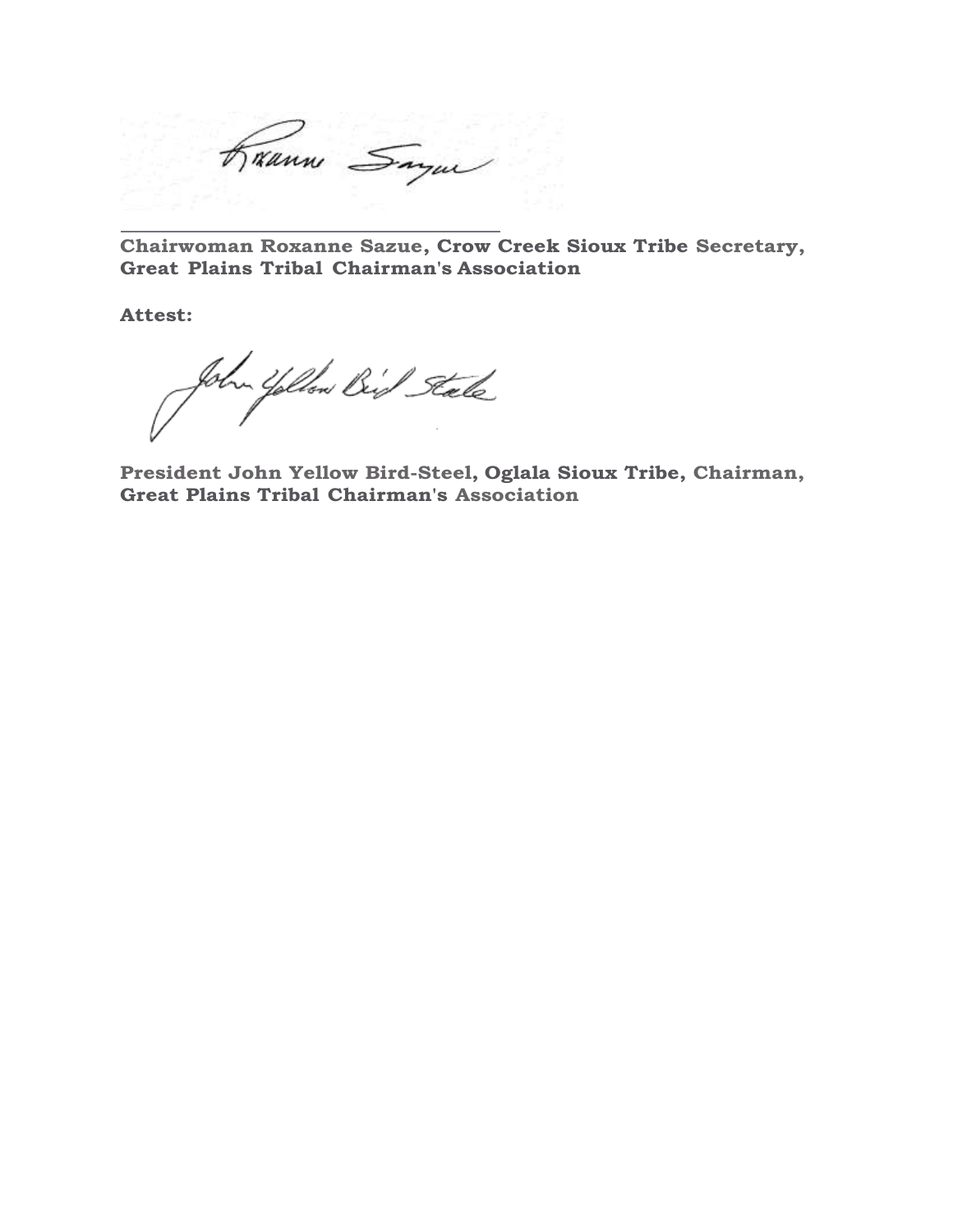**Chairwoman Roxanne Sazue, Crow Creek Sioux Tribe Secretary, Great Plains Tribal Chairman's Association**

**Attest:**

**President John Yellow Bird-Steel, Oglala Sioux Tribe, Chairman, Great Plains Tribal Chairman's Association**